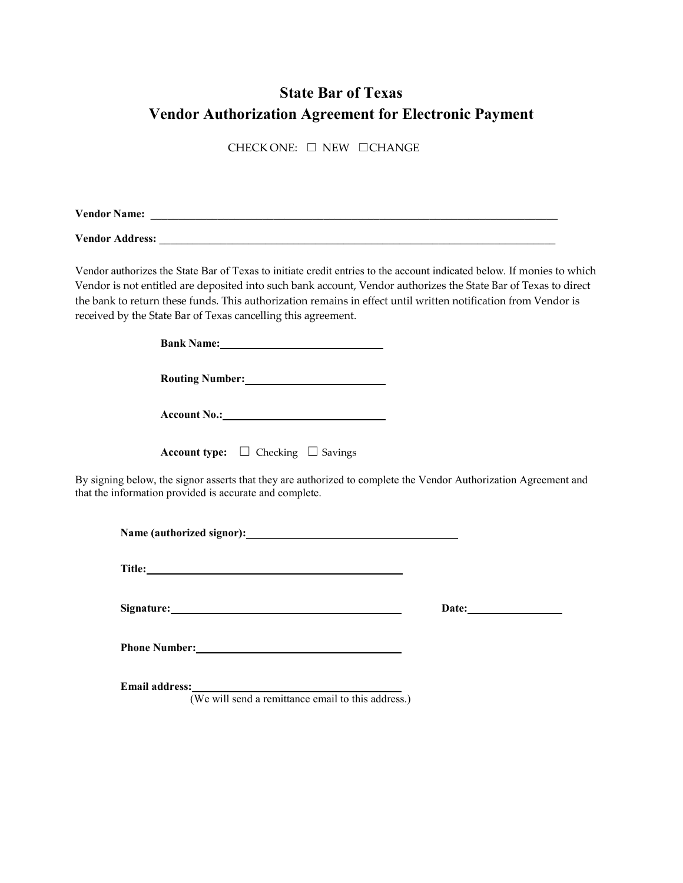# State Bar of Texas
## Vendor Authorization Agreement for Electronic Payment

CHECK ONE: ☐ NEW ☐CHANGE

**Vendor Name:** ___________________________________________________________________________

**Vendor Address:** ________________________________________________________________________

Vendor authorizes the State Bar of Texas to initiate credit entries to the account indicated below. If monies to which Vendor is not entitled are deposited into such bank account, Vendor authorizes the State Bar of Texas to direct the bank to return these funds. This authorization remains in effect until written notification from Vendor is received by the State Bar of Texas cancelling this agreement.

**Bank Name:** ______________________________

**Routing Number:** __________________________

**Account No.:** ______________________________

**Account type:** ☐ Checking ☐ Savings

By signing below, the signor asserts that they are authorized to complete the Vendor Authorization Agreement and that the information provided is accurate and complete.

**Name (authorized signor):** ______________________________________

**Title:** _______________________________________________

**Signature:** ________________________________________ **Date:** _________________

**Phone Number:** ____________________________________

**Email address:** ____________________________________
(We will send a remittance email to this address.)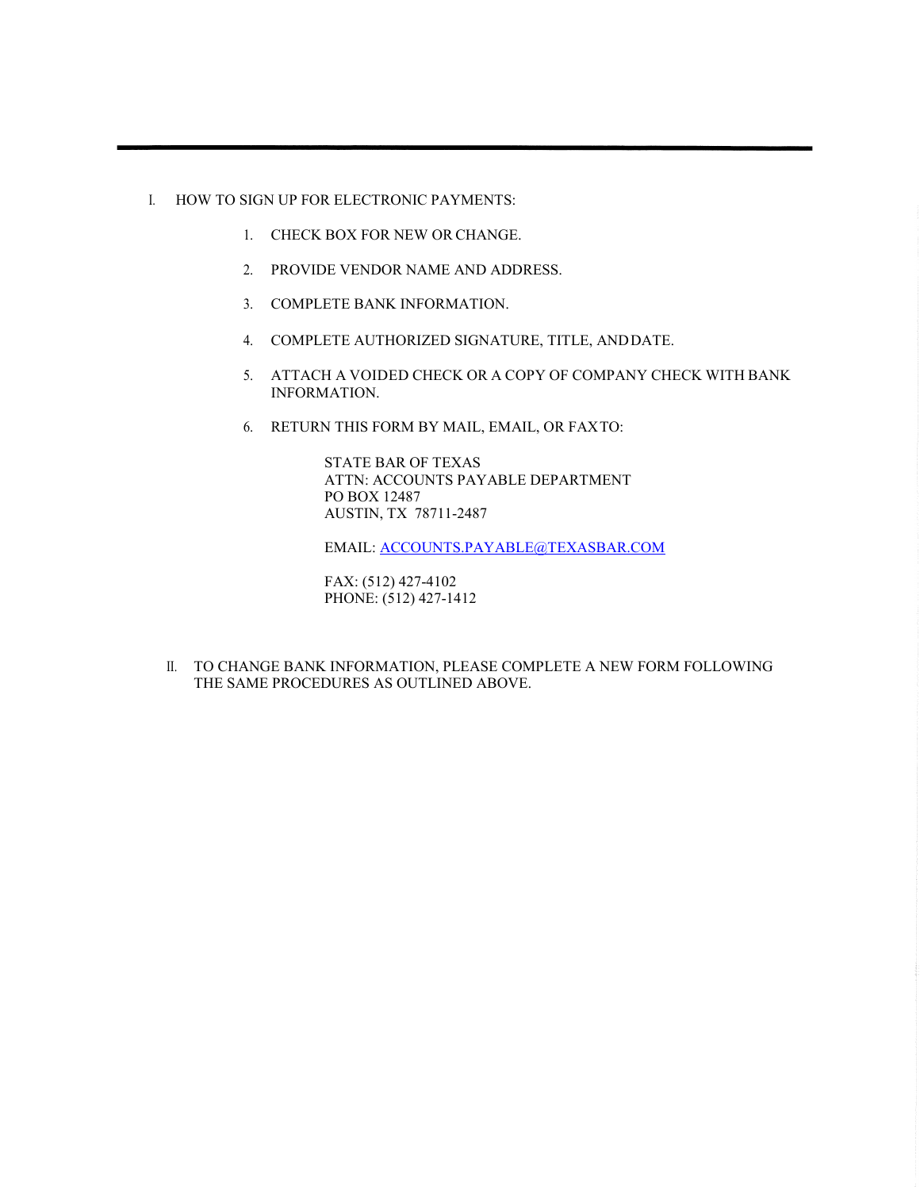---

I. HOW TO SIGN UP FOR ELECTRONIC PAYMENTS:

1. CHECK BOX FOR NEW OR CHANGE.

2. PROVIDE VENDOR NAME AND ADDRESS.

3. COMPLETE BANK INFORMATION.

4. COMPLETE AUTHORIZED SIGNATURE, TITLE, AND DATE.

5. ATTACH A VOIDED CHECK OR A COPY OF COMPANY CHECK WITH BANK INFORMATION.

6. RETURN THIS FORM BY MAIL, EMAIL, OR FAX TO:

   STATE BAR OF TEXAS
   ATTN: ACCOUNTS PAYABLE DEPARTMENT
   PO BOX 12487
   AUSTIN, TX 78711-2487

   EMAIL: ACCOUNTS.PAYABLE@TEXASBAR.COM

   FAX: (512) 427-4102
   PHONE: (512) 427-1412

II. TO CHANGE BANK INFORMATION, PLEASE COMPLETE A NEW FORM FOLLOWING THE SAME PROCEDURES AS OUTLINED ABOVE.